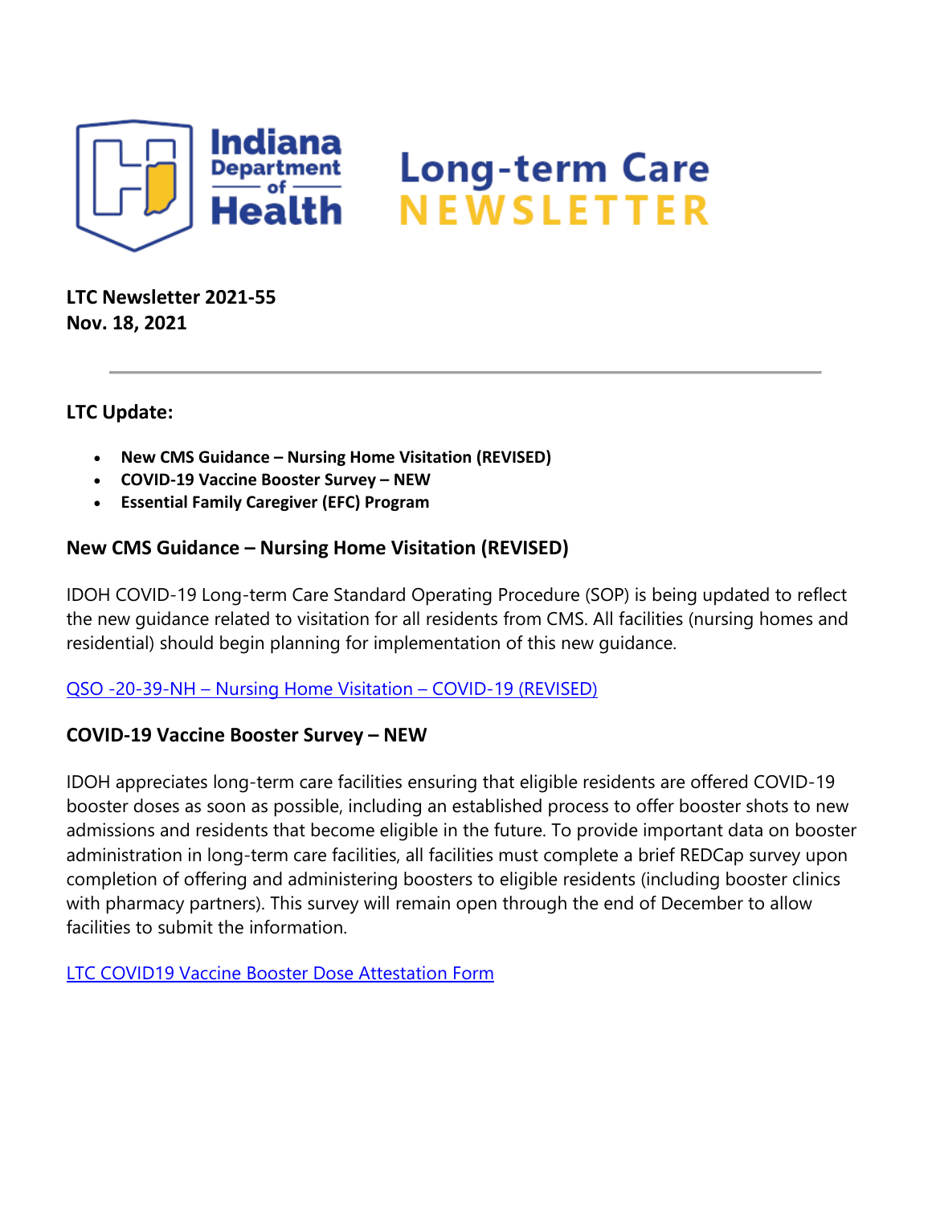Indiana Department of Health

# Long-term Care NEWSLETTER

**LTC Newsletter 2021-55**
**Nov. 18, 2021**

---

**LTC Update:**

- **New CMS Guidance – Nursing Home Visitation (REVISED)**
- **COVID-19 Vaccine Booster Survey – NEW**
- **Essential Family Caregiver (EFC) Program**

## New CMS Guidance – Nursing Home Visitation (REVISED)

IDOH COVID-19 Long-term Care Standard Operating Procedure (SOP) is being updated to reflect the new guidance related to visitation for all residents from CMS. All facilities (nursing homes and residential) should begin planning for implementation of this new guidance.

QSO -20-39-NH – Nursing Home Visitation – COVID-19 (REVISED)

## COVID-19 Vaccine Booster Survey – NEW

IDOH appreciates long-term care facilities ensuring that eligible residents are offered COVID-19 booster doses as soon as possible, including an established process to offer booster shots to new admissions and residents that become eligible in the future. To provide important data on booster administration in long-term care facilities, all facilities must complete a brief REDCap survey upon completion of offering and administering boosters to eligible residents (including booster clinics with pharmacy partners). This survey will remain open through the end of December to allow facilities to submit the information.

LTC COVID19 Vaccine Booster Dose Attestation Form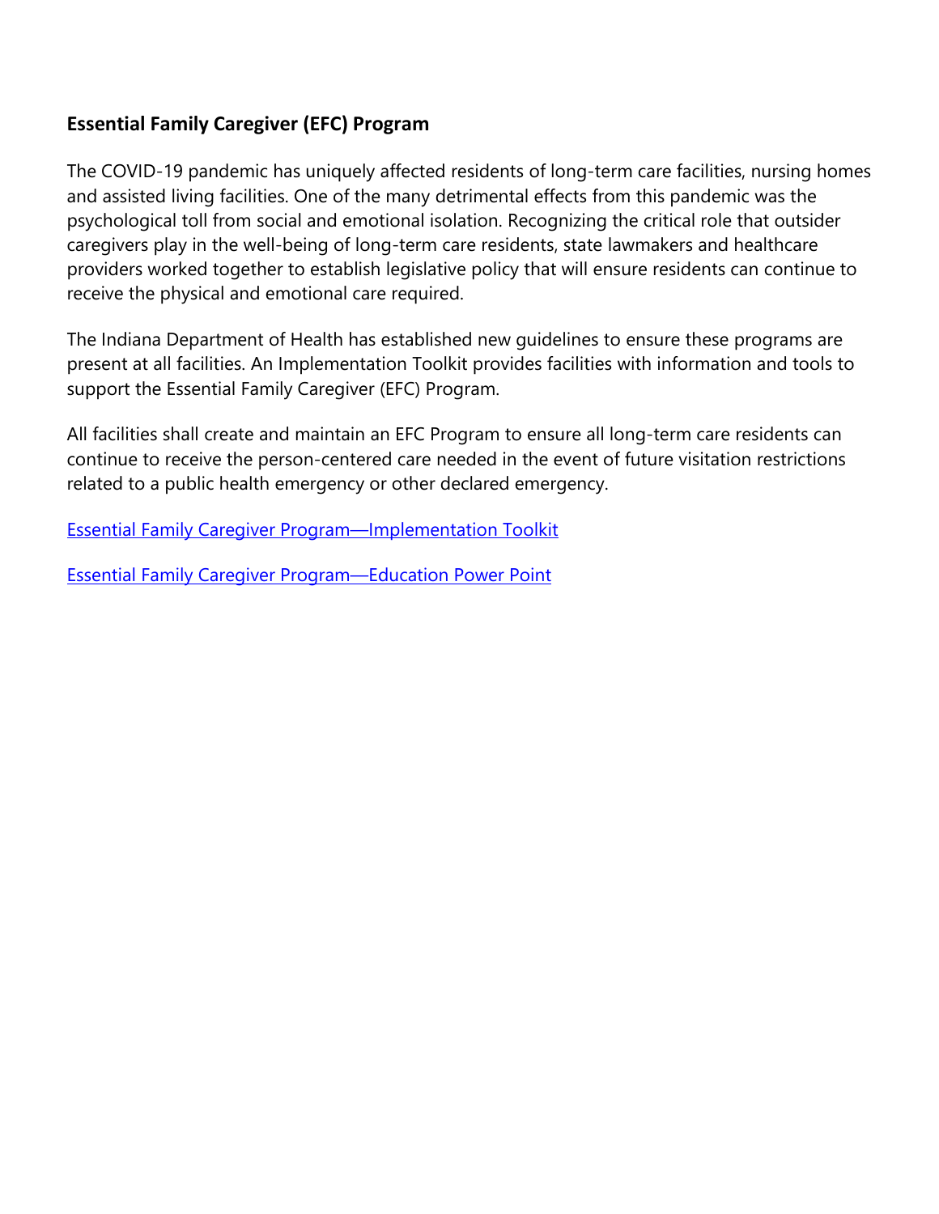**Essential Family Caregiver (EFC) Program**

The COVID-19 pandemic has uniquely affected residents of long-term care facilities, nursing homes and assisted living facilities. One of the many detrimental effects from this pandemic was the psychological toll from social and emotional isolation. Recognizing the critical role that outsider caregivers play in the well-being of long-term care residents, state lawmakers and healthcare providers worked together to establish legislative policy that will ensure residents can continue to receive the physical and emotional care required.

The Indiana Department of Health has established new guidelines to ensure these programs are present at all facilities. An Implementation Toolkit provides facilities with information and tools to support the Essential Family Caregiver (EFC) Program.

All facilities shall create and maintain an EFC Program to ensure all long-term care residents can continue to receive the person-centered care needed in the event of future visitation restrictions related to a public health emergency or other declared emergency.

Essential Family Caregiver Program—Implementation Toolkit

Essential Family Caregiver Program—Education Power Point